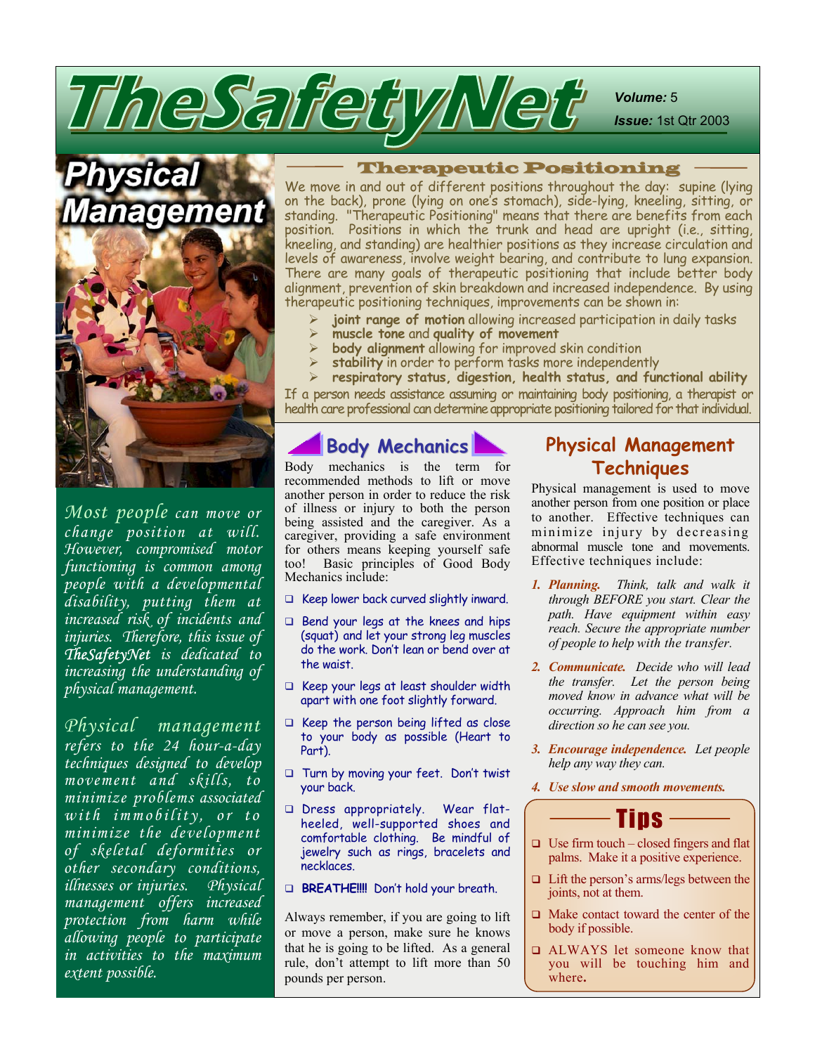# TheSafetyNet

**Volume:** 5
**Issue:** 1st Qtr 2003

## Physical Management

*Most people can move or change position at will. However, compromised motor functioning is common among people with a developmental disability, putting them at increased risk of incidents and injuries. Therefore, this issue of TheSafetyNet is dedicated to increasing the understanding of physical management.*

*Physical management refers to the 24 hour-a-day techniques designed to develop movement and skills, to minimize problems associated with immobility, or to minimize the development of skeletal deformities or other secondary conditions, illnesses or injuries. Physical management offers increased protection from harm while allowing people to participate in activities to the maximum extent possible.*

## Therapeutic Positioning

We move in and out of different positions throughout the day: supine (lying on the back), prone (lying on one's stomach), side-lying, kneeling, sitting, or standing. "Therapeutic Positioning" means that there are benefits from each position. Positions in which the trunk and head are upright (i.e., sitting, kneeling, and standing) are healthier positions as they increase circulation and levels of awareness, involve weight bearing, and contribute to lung expansion. There are many goals of therapeutic positioning that include better body alignment, prevention of skin breakdown and increased independence. By using therapeutic positioning techniques, improvements can be shown in:

- **joint range of motion** allowing increased participation in daily tasks
- **muscle tone** and **quality of movement**
- **body alignment** allowing for improved skin condition
- **stability** in order to perform tasks more independently
- **respiratory status, digestion, health status, and functional ability**

If a person needs assistance assuming or maintaining body positioning, a therapist or health care professional can determine appropriate positioning tailored for that individual.

## Body Mechanics

Body mechanics is the term for recommended methods to lift or move another person in order to reduce the risk of illness or injury to both the person being assisted and the caregiver. As a caregiver, providing a safe environment for others means keeping yourself safe too! Basic principles of Good Body Mechanics include:

- Keep lower back curved slightly inward.
- Bend your legs at the knees and hips (squat) and let your strong leg muscles do the work. Don't lean or bend over at the waist.
- Keep your legs at least shoulder width apart with one foot slightly forward.
- Keep the person being lifted as close to your body as possible (Heart to Part).
- Turn by moving your feet. Don't twist your back.
- Dress appropriately. Wear flat-heeled, well-supported shoes and comfortable clothing. Be mindful of jewelry such as rings, bracelets and necklaces.
- **BREATHE!!!!** Don't hold your breath.

Always remember, if you are going to lift or move a person, make sure he knows that he is going to be lifted. As a general rule, don't attempt to lift more than 50 pounds per person.

## Physical Management Techniques

Physical management is used to move another person from one position or place to another. Effective techniques can minimize injury by decreasing abnormal muscle tone and movements. Effective techniques include:

1. ***Planning.*** *Think, talk and walk it through BEFORE you start. Clear the path. Have equipment within easy reach. Secure the appropriate number of people to help with the transfer.*
2. ***Communicate.*** *Decide who will lead the transfer. Let the person being moved know in advance what will be occurring. Approach him from a direction so he can see you.*
3. ***Encourage independence.*** *Let people help any way they can.*
4. ***Use slow and smooth movements.***

### Tips

- Use firm touch – closed fingers and flat palms. Make it a positive experience.
- Lift the person's arms/legs between the joints, not at them.
- Make contact toward the center of the body if possible.
- ALWAYS let someone know that you will be touching him and where**.**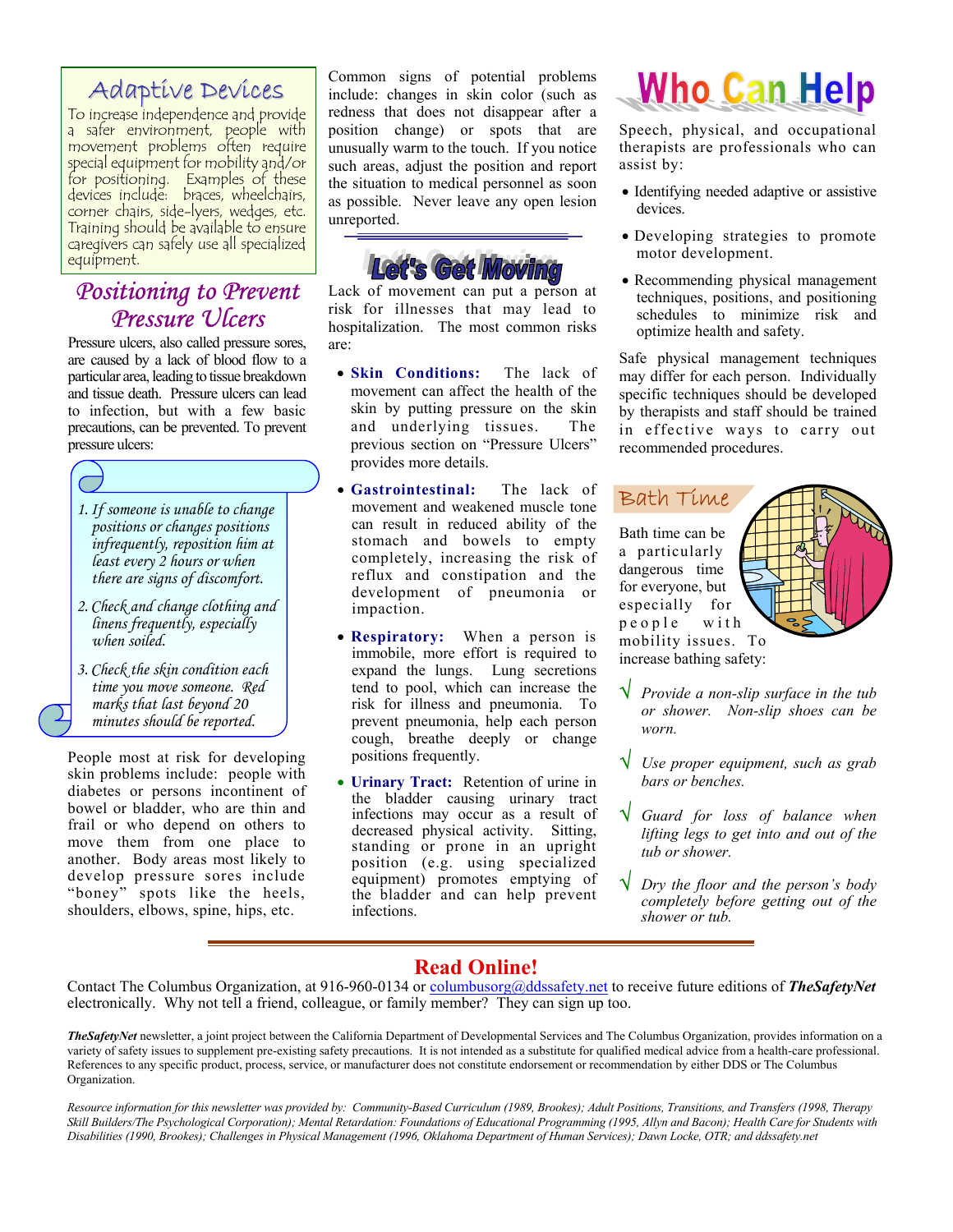## Adaptive Devices

To increase independence and provide a safer environment, people with movement problems often require special equipment for mobility and/or for positioning. Examples of these devices include: braces, wheelchairs, corner chairs, side-lyers, wedges, etc. Training should be available to ensure caregivers can safely use all specialized equipment.

## Positioning to Prevent Pressure Ulcers

Pressure ulcers, also called pressure sores, are caused by a lack of blood flow to a particular area, leading to tissue breakdown and tissue death. Pressure ulcers can lead to infection, but with a few basic precautions, can be prevented. To prevent pressure ulcers:

1. *If someone is unable to change positions or changes positions infrequently, reposition him at least every 2 hours or when there are signs of discomfort.*
2. *Check and change clothing and linens frequently, especially when soiled.*
3. *Check the skin condition each time you move someone. Red marks that last beyond 20 minutes should be reported.*

People most at risk for developing skin problems include: people with diabetes or persons incontinent of bowel or bladder, who are thin and frail or who depend on others to move them from one place to another. Body areas most likely to develop pressure sores include "boney" spots like the heels, shoulders, elbows, spine, hips, etc.

Common signs of potential problems include: changes in skin color (such as redness that does not disappear after a position change) or spots that are unusually warm to the touch. If you notice such areas, adjust the position and report the situation to medical personnel as soon as possible. Never leave any open lesion unreported.

## Let's Get Moving

Lack of movement can put a person at risk for illnesses that may lead to hospitalization. The most common risks are:

- **Skin Conditions:** The lack of movement can affect the health of the skin by putting pressure on the skin and underlying tissues. The previous section on "Pressure Ulcers" provides more details.
- **Gastrointestinal:** The lack of movement and weakened muscle tone can result in reduced ability of the stomach and bowels to empty completely, increasing the risk of reflux and constipation and the development of pneumonia or impaction.
- **Respiratory:** When a person is immobile, more effort is required to expand the lungs. Lung secretions tend to pool, which can increase the risk for illness and pneumonia. To prevent pneumonia, help each person cough, breathe deeply or change positions frequently.
- **Urinary Tract:** Retention of urine in the bladder causing urinary tract infections may occur as a result of decreased physical activity. Sitting, standing or prone in an upright position (e.g. using specialized equipment) promotes emptying of the bladder and can help prevent infections.

## Who Can Help

Speech, physical, and occupational therapists are professionals who can assist by:

- Identifying needed adaptive or assistive devices.
- Developing strategies to promote motor development.
- Recommending physical management techniques, positions, and positioning schedules to minimize risk and optimize health and safety.

Safe physical management techniques may differ for each person. Individually specific techniques should be developed by therapists and staff should be trained in effective ways to carry out recommended procedures.

## Bath Time

Bath time can be a particularly dangerous time for everyone, but especially for people with mobility issues. To increase bathing safety:

√ *Provide a non-slip surface in the tub or shower. Non-slip shoes can be worn.*

√ *Use proper equipment, such as grab bars or benches.*

√ *Guard for loss of balance when lifting legs to get into and out of the tub or shower.*

√ *Dry the floor and the person's body completely before getting out of the shower or tub.*

## Read Online!

Contact The Columbus Organization, at 916-960-0134 or columbusorg@ddssafety.net to receive future editions of ***TheSafetyNet*** electronically. Why not tell a friend, colleague, or family member? They can sign up too.

***TheSafetyNet*** newsletter, a joint project between the California Department of Developmental Services and The Columbus Organization, provides information on a variety of safety issues to supplement pre-existing safety precautions. It is not intended as a substitute for qualified medical advice from a health-care professional. References to any specific product, process, service, or manufacturer does not constitute endorsement or recommendation by either DDS or The Columbus Organization.

*Resource information for this newsletter was provided by: Community-Based Curriculum (1989, Brookes); Adult Positions, Transitions, and Transfers (1998, Therapy Skill Builders/The Psychological Corporation); Mental Retardation: Foundations of Educational Programming (1995, Allyn and Bacon); Health Care for Students with Disabilities (1990, Brookes); Challenges in Physical Management (1996, Oklahoma Department of Human Services); Dawn Locke, OTR; and ddssafety.net*